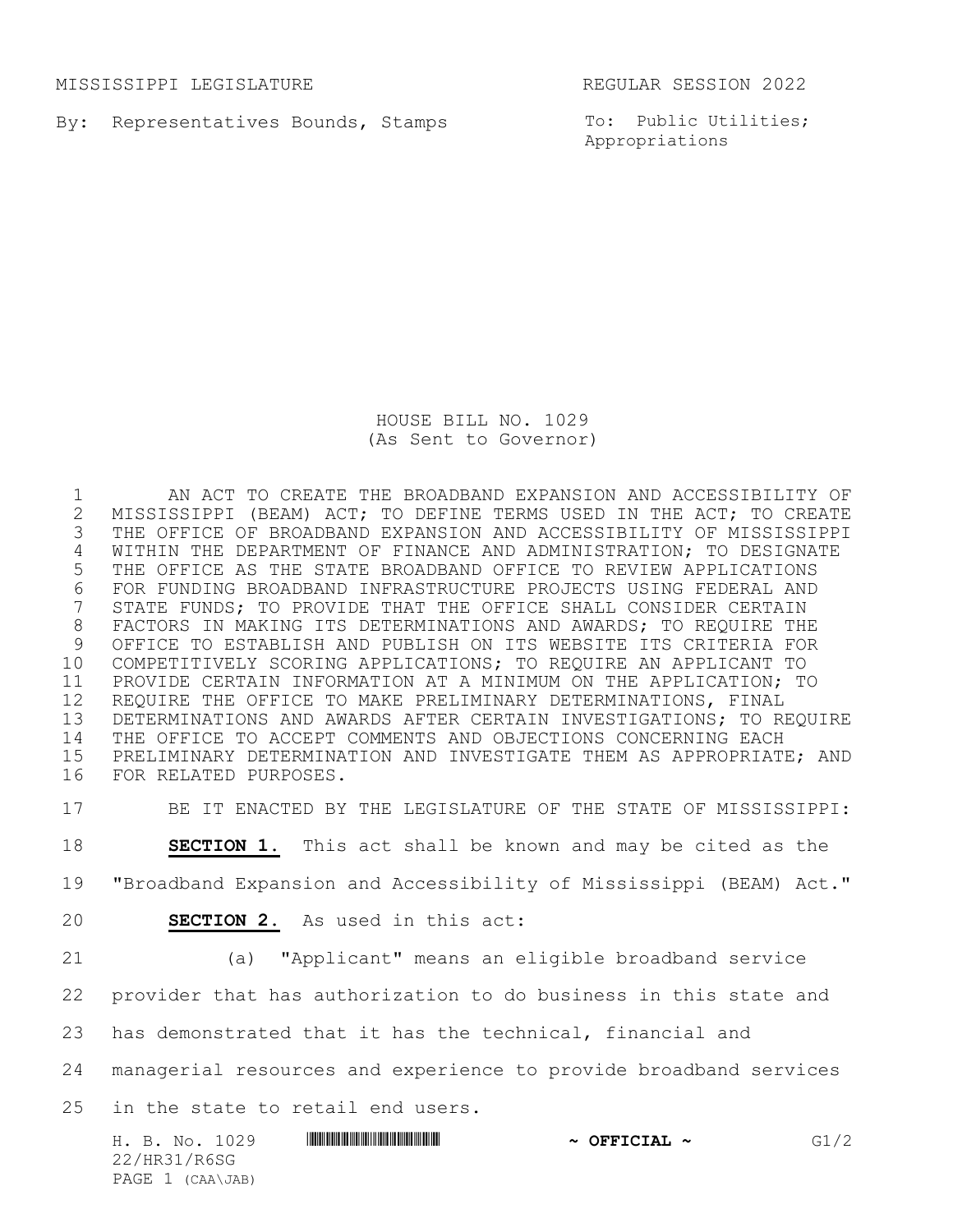MISSISSIPPI LEGISLATURE REGULAR SESSION 2022

By: Representatives Bounds, Stamps

To: Public Utilities; Appropriations

# HOUSE BILL NO. 1029
(As Sent to Governor)

AN ACT TO CREATE THE BROADBAND EXPANSION AND ACCESSIBILITY OF MISSISSIPPI (BEAM) ACT; TO DEFINE TERMS USED IN THE ACT; TO CREATE THE OFFICE OF BROADBAND EXPANSION AND ACCESSIBILITY OF MISSISSIPPI WITHIN THE DEPARTMENT OF FINANCE AND ADMINISTRATION; TO DESIGNATE THE OFFICE AS THE STATE BROADBAND OFFICE TO REVIEW APPLICATIONS FOR FUNDING BROADBAND INFRASTRUCTURE PROJECTS USING FEDERAL AND STATE FUNDS; TO PROVIDE THAT THE OFFICE SHALL CONSIDER CERTAIN FACTORS IN MAKING ITS DETERMINATIONS AND AWARDS; TO REQUIRE THE OFFICE TO ESTABLISH AND PUBLISH ON ITS WEBSITE ITS CRITERIA FOR COMPETITIVELY SCORING APPLICATIONS; TO REQUIRE AN APPLICANT TO PROVIDE CERTAIN INFORMATION AT A MINIMUM ON THE APPLICATION; TO REQUIRE THE OFFICE TO MAKE PRELIMINARY DETERMINATIONS, FINAL DETERMINATIONS AND AWARDS AFTER CERTAIN INVESTIGATIONS; TO REQUIRE THE OFFICE TO ACCEPT COMMENTS AND OBJECTIONS CONCERNING EACH PRELIMINARY DETERMINATION AND INVESTIGATE THEM AS APPROPRIATE; AND FOR RELATED PURPOSES.

BE IT ENACTED BY THE LEGISLATURE OF THE STATE OF MISSISSIPPI:

**SECTION 1.** This act shall be known and may be cited as the "Broadband Expansion and Accessibility of Mississippi (BEAM) Act."

**SECTION 2.** As used in this act:

(a) "Applicant" means an eligible broadband service provider that has authorization to do business in this state and has demonstrated that it has the technical, financial and managerial resources and experience to provide broadband services in the state to retail end users.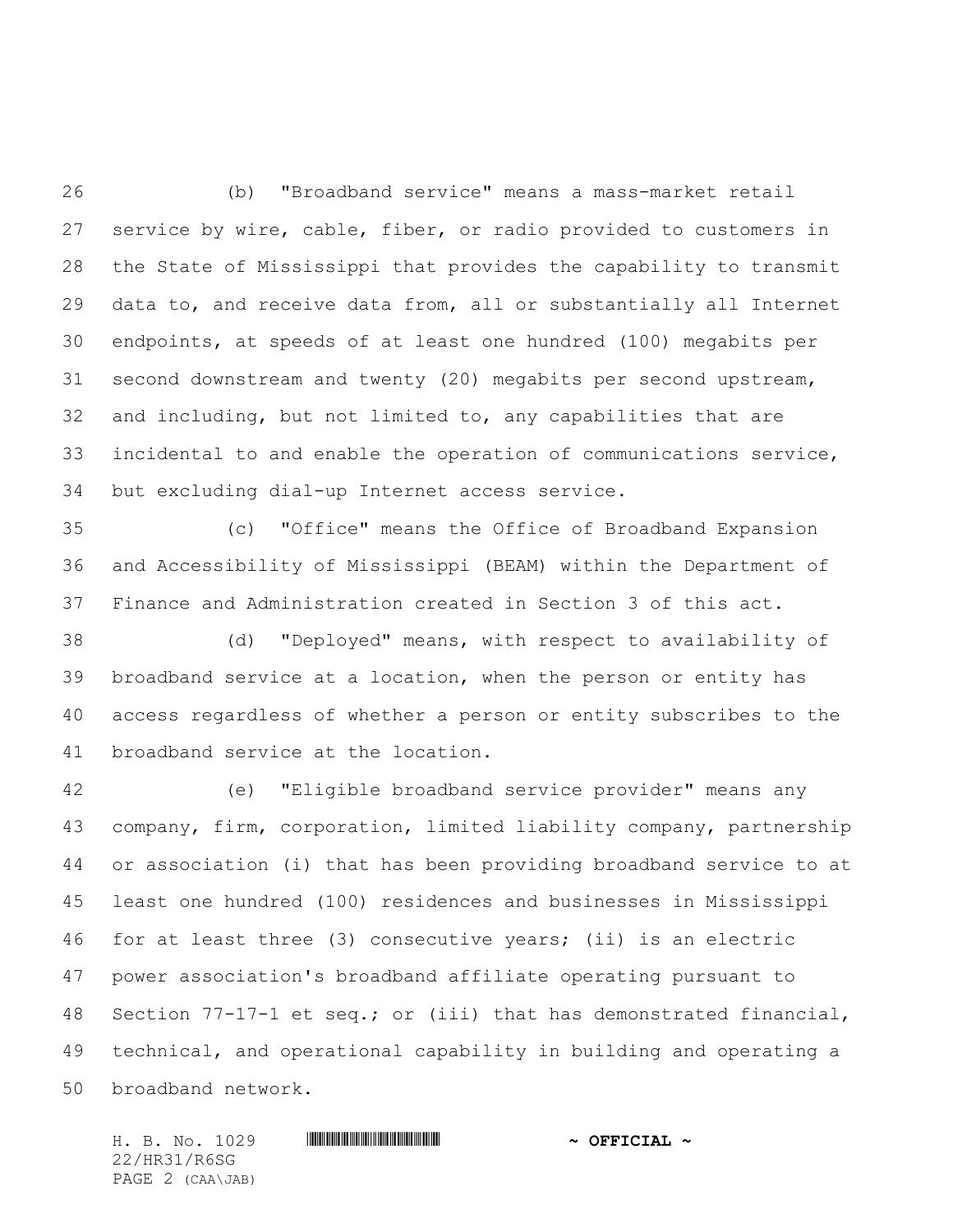(b) "Broadband service" means a mass-market retail service by wire, cable, fiber, or radio provided to customers in the State of Mississippi that provides the capability to transmit data to, and receive data from, all or substantially all Internet endpoints, at speeds of at least one hundred (100) megabits per second downstream and twenty (20) megabits per second upstream, and including, but not limited to, any capabilities that are incidental to and enable the operation of communications service, but excluding dial-up Internet access service.

(c) "Office" means the Office of Broadband Expansion and Accessibility of Mississippi (BEAM) within the Department of Finance and Administration created in Section 3 of this act.

(d) "Deployed" means, with respect to availability of broadband service at a location, when the person or entity has access regardless of whether a person or entity subscribes to the broadband service at the location.

(e) "Eligible broadband service provider" means any company, firm, corporation, limited liability company, partnership or association (i) that has been providing broadband service to at least one hundred (100) residences and businesses in Mississippi for at least three (3) consecutive years; (ii) is an electric power association's broadband affiliate operating pursuant to Section 77-17-1 et seq.; or (iii) that has demonstrated financial, technical, and operational capability in building and operating a broadband network.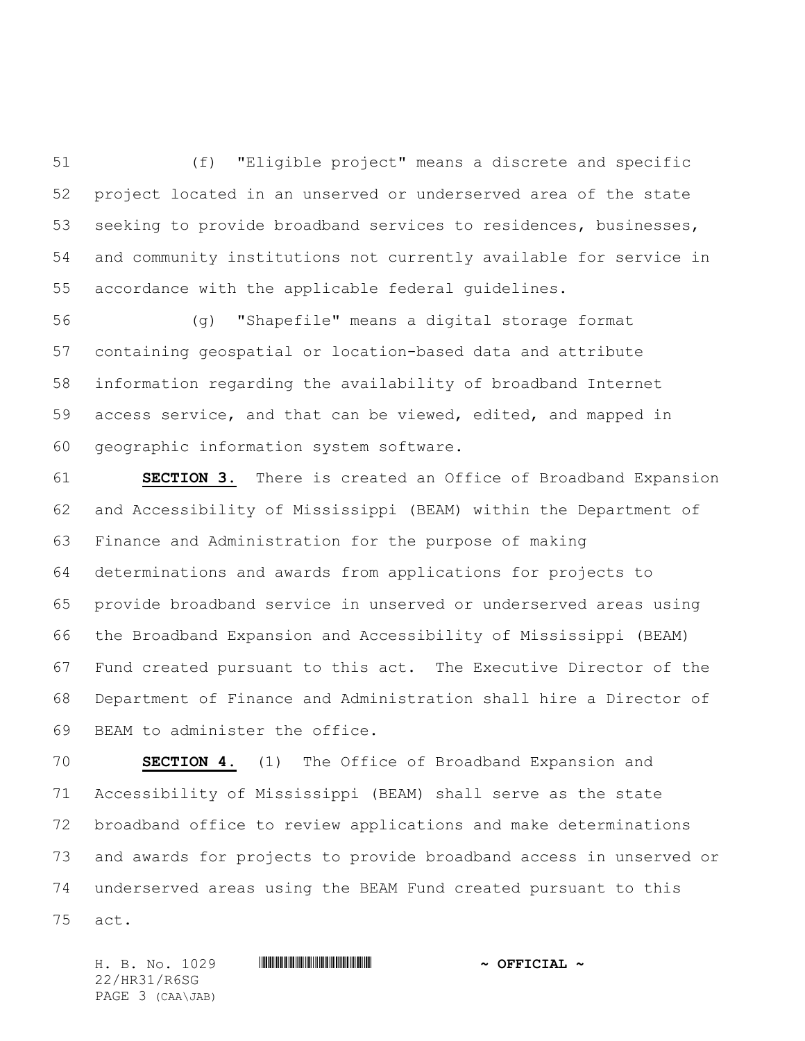(f) "Eligible project" means a discrete and specific project located in an unserved or underserved area of the state seeking to provide broadband services to residences, businesses, and community institutions not currently available for service in accordance with the applicable federal guidelines.

(g) "Shapefile" means a digital storage format containing geospatial or location-based data and attribute information regarding the availability of broadband Internet access service, and that can be viewed, edited, and mapped in geographic information system software.

**SECTION 3.** There is created an Office of Broadband Expansion and Accessibility of Mississippi (BEAM) within the Department of Finance and Administration for the purpose of making determinations and awards from applications for projects to provide broadband service in unserved or underserved areas using the Broadband Expansion and Accessibility of Mississippi (BEAM) Fund created pursuant to this act. The Executive Director of the Department of Finance and Administration shall hire a Director of BEAM to administer the office.

**SECTION 4.** (1) The Office of Broadband Expansion and Accessibility of Mississippi (BEAM) shall serve as the state broadband office to review applications and make determinations and awards for projects to provide broadband access in unserved or underserved areas using the BEAM Fund created pursuant to this act.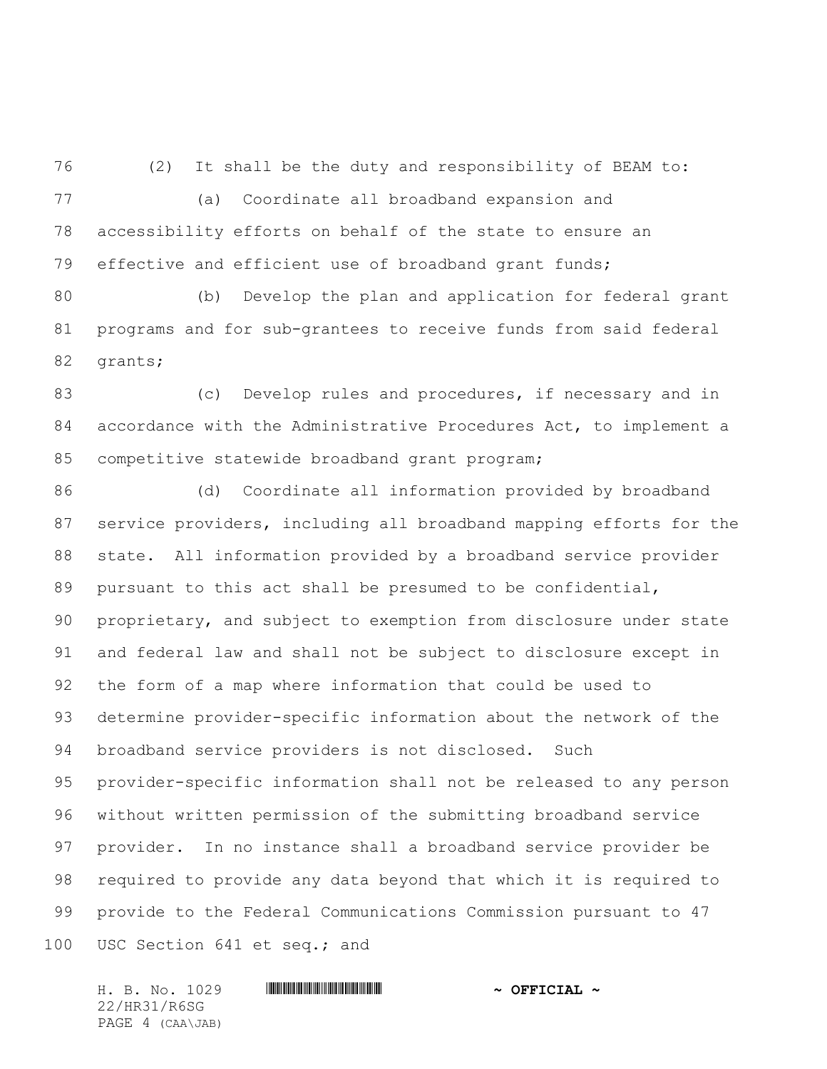(2) It shall be the duty and responsibility of BEAM to:

(a) Coordinate all broadband expansion and accessibility efforts on behalf of the state to ensure an effective and efficient use of broadband grant funds;

(b) Develop the plan and application for federal grant programs and for sub-grantees to receive funds from said federal grants;

(c) Develop rules and procedures, if necessary and in accordance with the Administrative Procedures Act, to implement a competitive statewide broadband grant program;

(d) Coordinate all information provided by broadband service providers, including all broadband mapping efforts for the state. All information provided by a broadband service provider pursuant to this act shall be presumed to be confidential, proprietary, and subject to exemption from disclosure under state and federal law and shall not be subject to disclosure except in the form of a map where information that could be used to determine provider-specific information about the network of the broadband service providers is not disclosed. Such provider-specific information shall not be released to any person without written permission of the submitting broadband service provider. In no instance shall a broadband service provider be required to provide any data beyond that which it is required to provide to the Federal Communications Commission pursuant to 47 USC Section 641 et seq.; and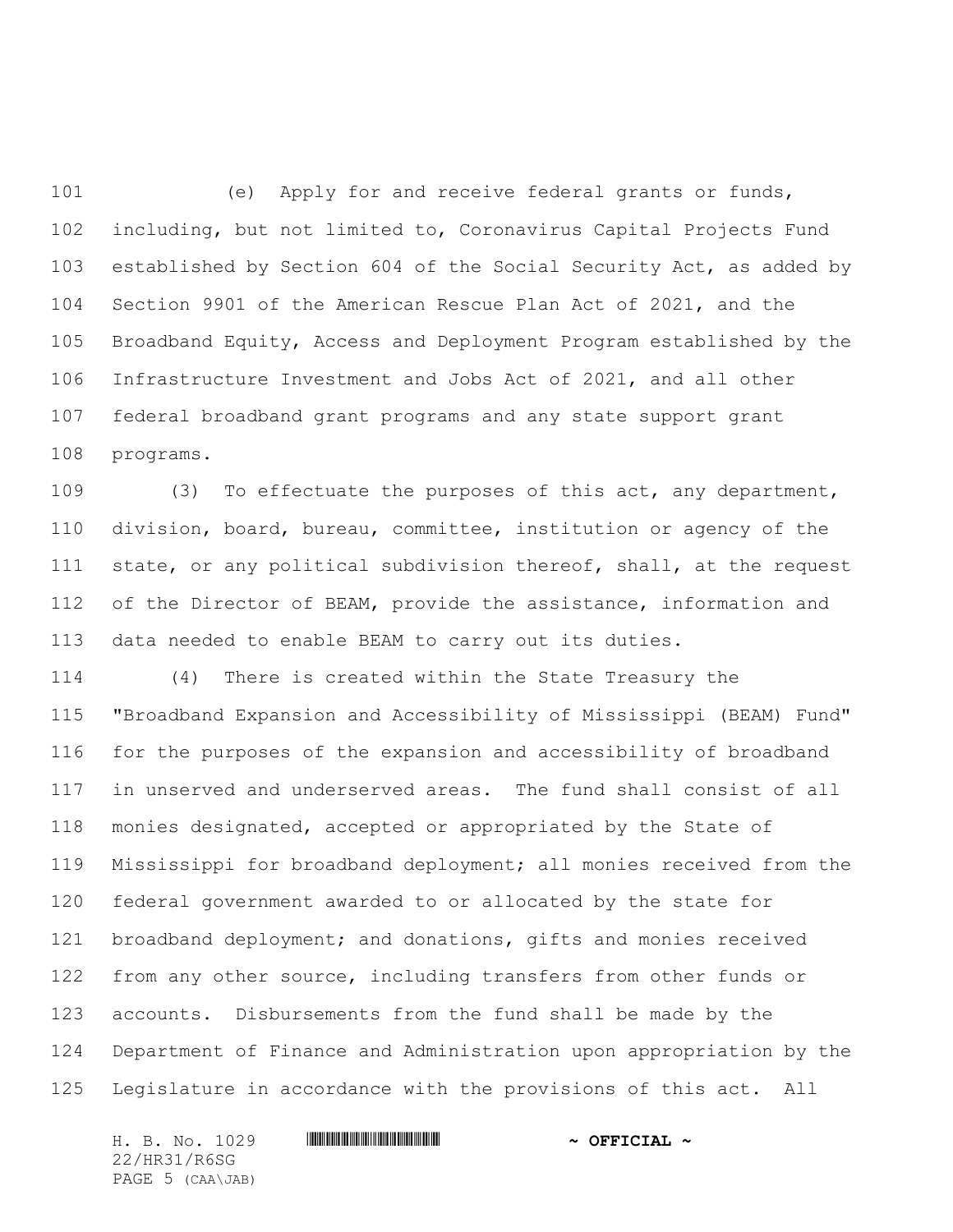(e) Apply for and receive federal grants or funds, including, but not limited to, Coronavirus Capital Projects Fund established by Section 604 of the Social Security Act, as added by Section 9901 of the American Rescue Plan Act of 2021, and the Broadband Equity, Access and Deployment Program established by the Infrastructure Investment and Jobs Act of 2021, and all other federal broadband grant programs and any state support grant programs.

(3) To effectuate the purposes of this act, any department, division, board, bureau, committee, institution or agency of the state, or any political subdivision thereof, shall, at the request of the Director of BEAM, provide the assistance, information and data needed to enable BEAM to carry out its duties.

(4) There is created within the State Treasury the "Broadband Expansion and Accessibility of Mississippi (BEAM) Fund" for the purposes of the expansion and accessibility of broadband in unserved and underserved areas. The fund shall consist of all monies designated, accepted or appropriated by the State of Mississippi for broadband deployment; all monies received from the federal government awarded to or allocated by the state for broadband deployment; and donations, gifts and monies received from any other source, including transfers from other funds or accounts. Disbursements from the fund shall be made by the Department of Finance and Administration upon appropriation by the Legislature in accordance with the provisions of this act. All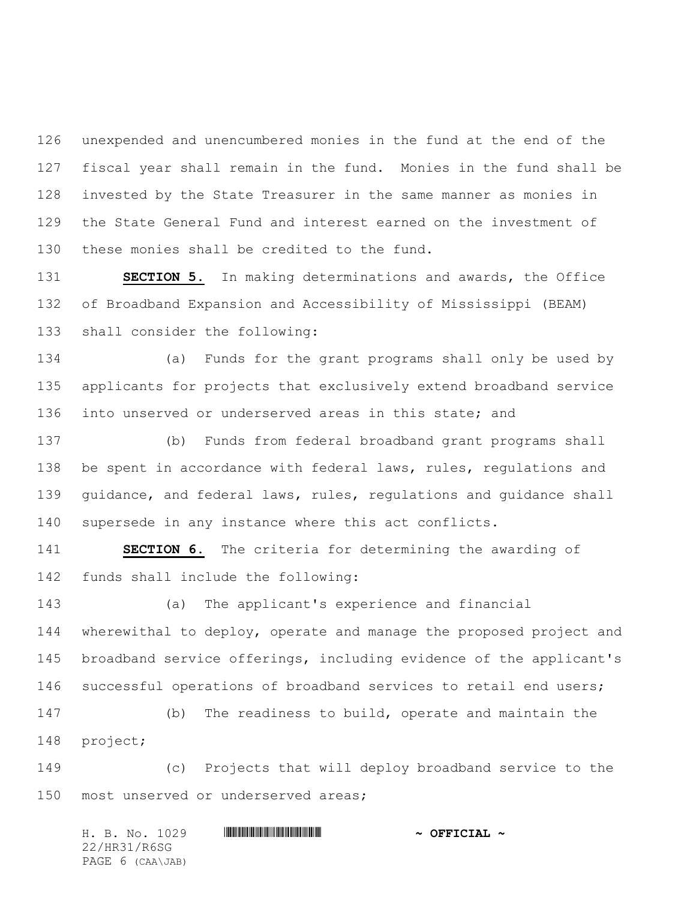unexpended and unencumbered monies in the fund at the end of the fiscal year shall remain in the fund. Monies in the fund shall be invested by the State Treasurer in the same manner as monies in the State General Fund and interest earned on the investment of these monies shall be credited to the fund.

**SECTION 5.** In making determinations and awards, the Office of Broadband Expansion and Accessibility of Mississippi (BEAM) shall consider the following:

(a) Funds for the grant programs shall only be used by applicants for projects that exclusively extend broadband service into unserved or underserved areas in this state; and

(b) Funds from federal broadband grant programs shall be spent in accordance with federal laws, rules, regulations and guidance, and federal laws, rules, regulations and guidance shall supersede in any instance where this act conflicts.

**SECTION 6.** The criteria for determining the awarding of funds shall include the following:

(a) The applicant's experience and financial wherewithal to deploy, operate and manage the proposed project and broadband service offerings, including evidence of the applicant's successful operations of broadband services to retail end users;

(b) The readiness to build, operate and maintain the project;

(c) Projects that will deploy broadband service to the most unserved or underserved areas;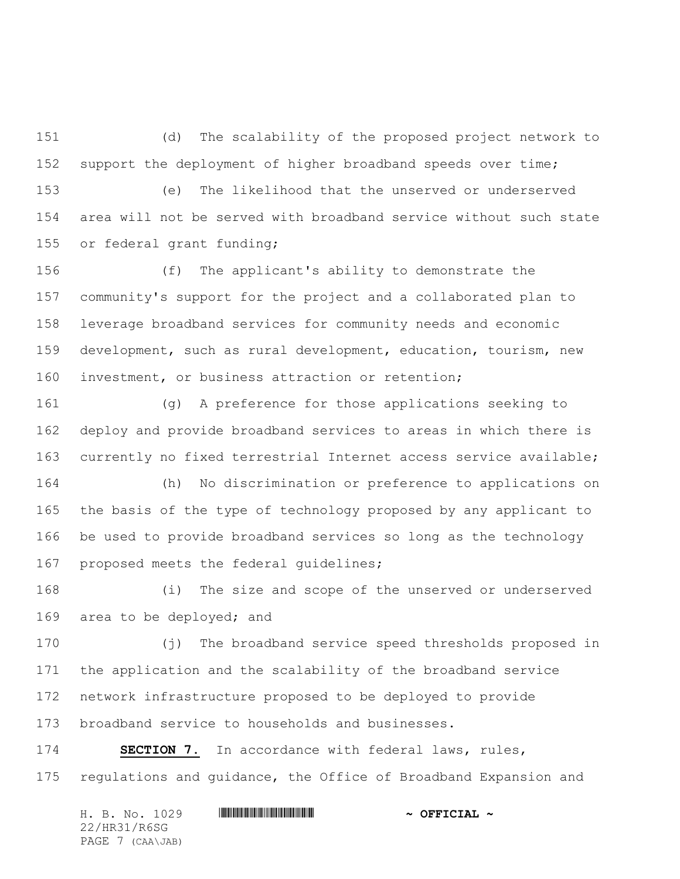(d) The scalability of the proposed project network to support the deployment of higher broadband speeds over time;

(e) The likelihood that the unserved or underserved area will not be served with broadband service without such state or federal grant funding;

(f) The applicant's ability to demonstrate the community's support for the project and a collaborated plan to leverage broadband services for community needs and economic development, such as rural development, education, tourism, new investment, or business attraction or retention;

(g) A preference for those applications seeking to deploy and provide broadband services to areas in which there is currently no fixed terrestrial Internet access service available;

(h) No discrimination or preference to applications on the basis of the type of technology proposed by any applicant to be used to provide broadband services so long as the technology proposed meets the federal guidelines;

(i) The size and scope of the unserved or underserved area to be deployed; and

(j) The broadband service speed thresholds proposed in the application and the scalability of the broadband service network infrastructure proposed to be deployed to provide broadband service to households and businesses.

**SECTION 7.** In accordance with federal laws, rules, regulations and guidance, the Office of Broadband Expansion and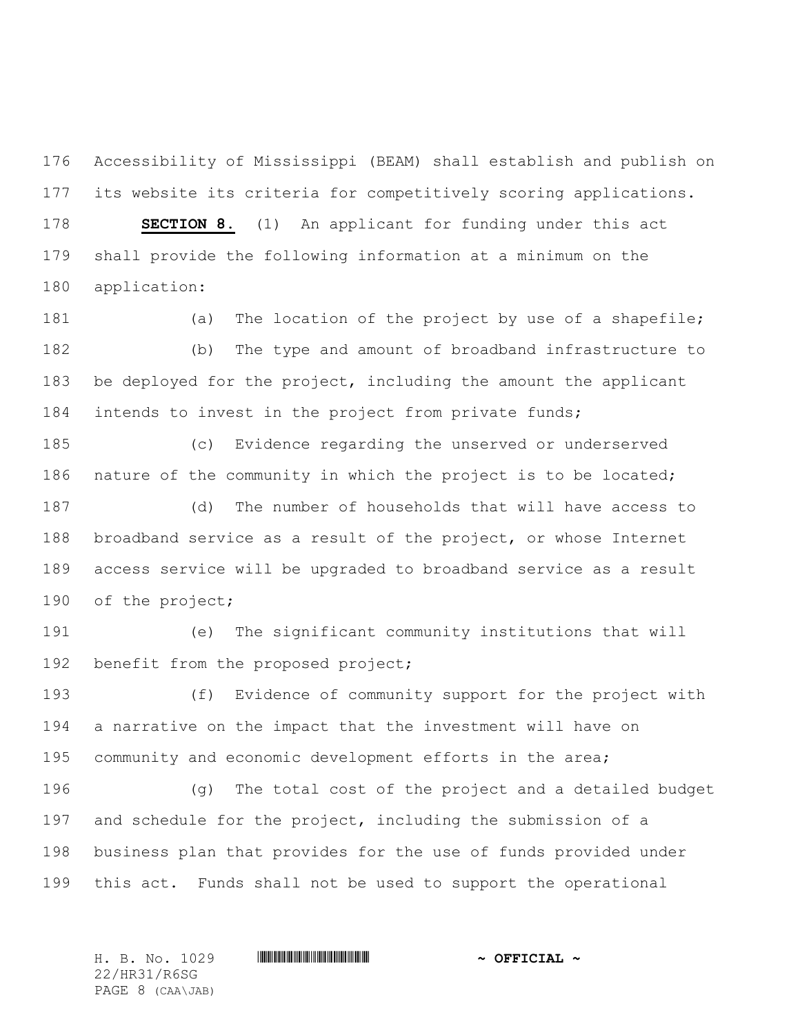Accessibility of Mississippi (BEAM) shall establish and publish on its website its criteria for competitively scoring applications.

**SECTION 8.** (1) An applicant for funding under this act shall provide the following information at a minimum on the application:

(a) The location of the project by use of a shapefile;

(b) The type and amount of broadband infrastructure to be deployed for the project, including the amount the applicant intends to invest in the project from private funds;

(c) Evidence regarding the unserved or underserved nature of the community in which the project is to be located;

(d) The number of households that will have access to broadband service as a result of the project, or whose Internet access service will be upgraded to broadband service as a result of the project;

(e) The significant community institutions that will benefit from the proposed project;

(f) Evidence of community support for the project with a narrative on the impact that the investment will have on community and economic development efforts in the area;

(g) The total cost of the project and a detailed budget and schedule for the project, including the submission of a business plan that provides for the use of funds provided under this act. Funds shall not be used to support the operational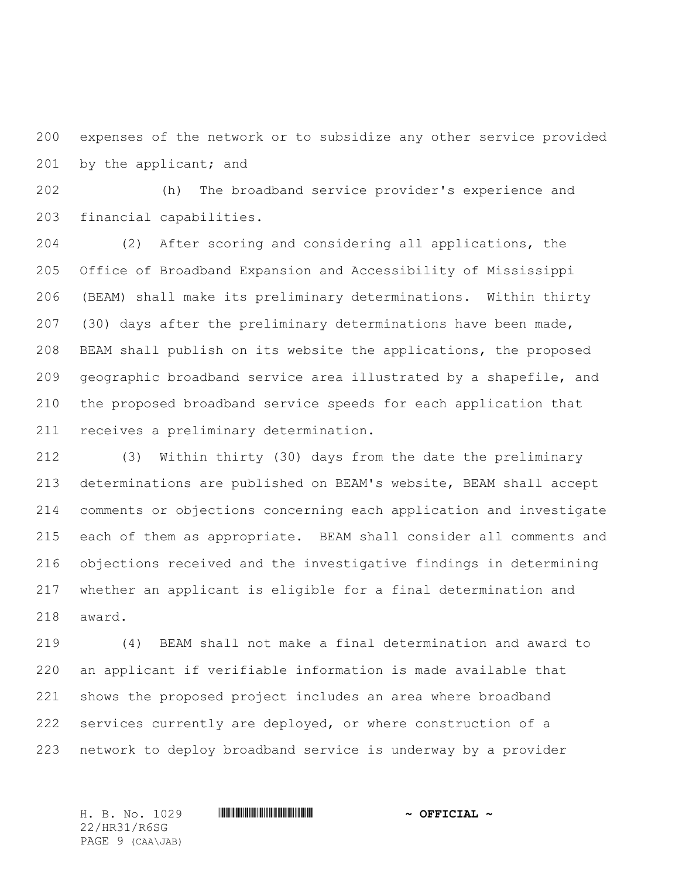expenses of the network or to subsidize any other service provided by the applicant; and

(h) The broadband service provider's experience and financial capabilities.

(2) After scoring and considering all applications, the Office of Broadband Expansion and Accessibility of Mississippi (BEAM) shall make its preliminary determinations. Within thirty (30) days after the preliminary determinations have been made, BEAM shall publish on its website the applications, the proposed geographic broadband service area illustrated by a shapefile, and the proposed broadband service speeds for each application that receives a preliminary determination.

(3) Within thirty (30) days from the date the preliminary determinations are published on BEAM's website, BEAM shall accept comments or objections concerning each application and investigate each of them as appropriate. BEAM shall consider all comments and objections received and the investigative findings in determining whether an applicant is eligible for a final determination and award.

(4) BEAM shall not make a final determination and award to an applicant if verifiable information is made available that shows the proposed project includes an area where broadband services currently are deployed, or where construction of a network to deploy broadband service is underway by a provider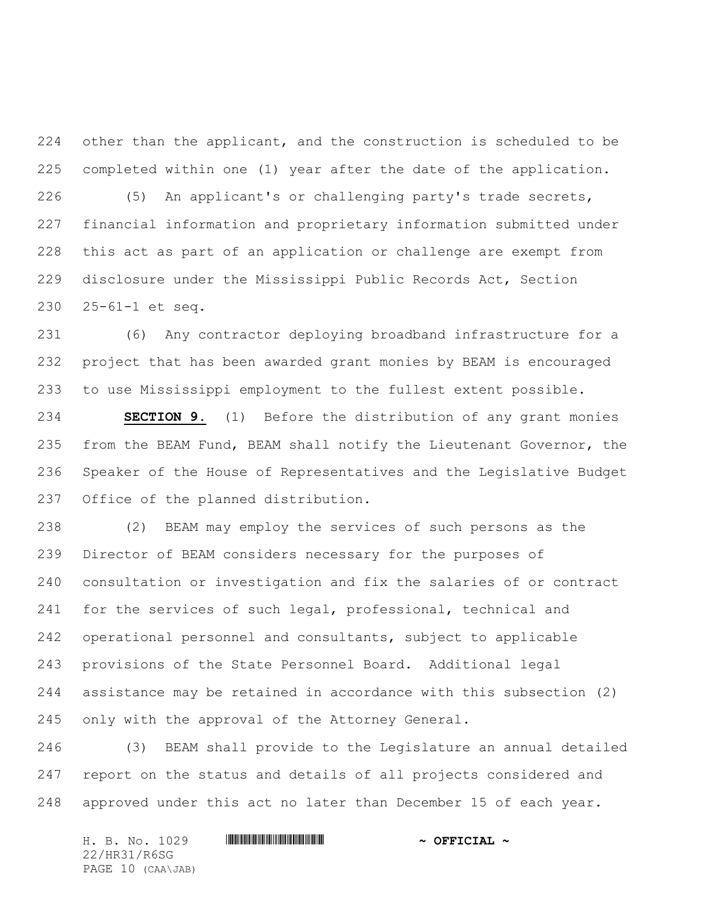other than the applicant, and the construction is scheduled to be completed within one (1) year after the date of the application.

(5) An applicant's or challenging party's trade secrets, financial information and proprietary information submitted under this act as part of an application or challenge are exempt from disclosure under the Mississippi Public Records Act, Section 25-61-1 et seq.

(6) Any contractor deploying broadband infrastructure for a project that has been awarded grant monies by BEAM is encouraged to use Mississippi employment to the fullest extent possible.

**SECTION 9.** (1) Before the distribution of any grant monies from the BEAM Fund, BEAM shall notify the Lieutenant Governor, the Speaker of the House of Representatives and the Legislative Budget Office of the planned distribution.

(2) BEAM may employ the services of such persons as the Director of BEAM considers necessary for the purposes of consultation or investigation and fix the salaries of or contract for the services of such legal, professional, technical and operational personnel and consultants, subject to applicable provisions of the State Personnel Board. Additional legal assistance may be retained in accordance with this subsection (2) only with the approval of the Attorney General.

(3) BEAM shall provide to the Legislature an annual detailed report on the status and details of all projects considered and approved under this act no later than December 15 of each year.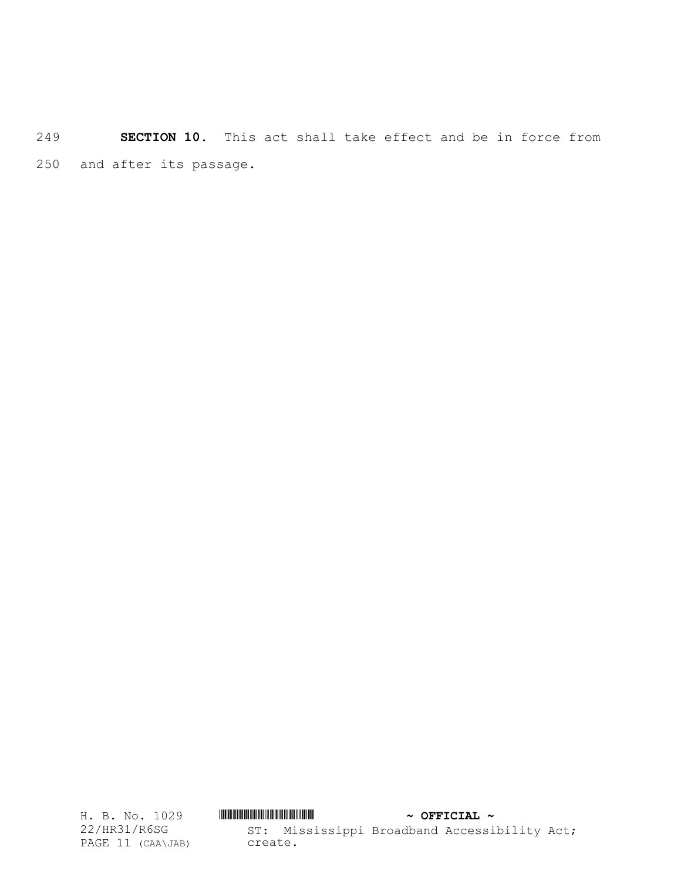**SECTION 10.** This act shall take effect and be in force from and after its passage.